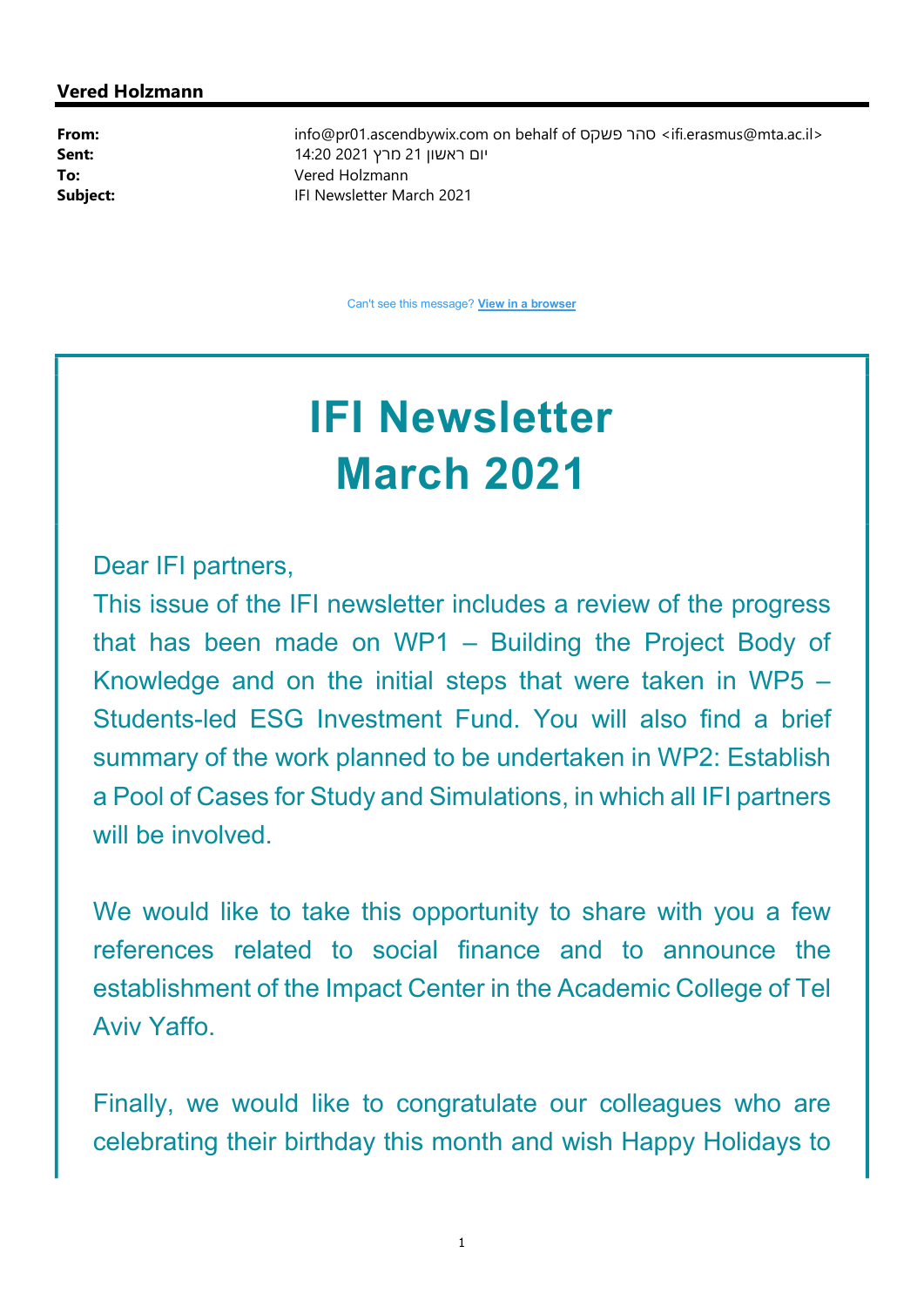**Vered Holzmann**

| | |
|---|---|
| **From:** | info@pr01.ascendbywix.com on behalf of סהר פשקס <ifi.erasmus@mta.ac.il> |
| **Sent:** | יום ראשון 21 מרץ 2021 14:20 |
| **To:** | Vered Holzmann |
| **Subject:** | IFI Newsletter March 2021 |

Can't see this message? **View in a browser**

# IFI Newsletter March 2021

Dear IFI partners,

This issue of the IFI newsletter includes a review of the progress that has been made on WP1 – Building the Project Body of Knowledge and on the initial steps that were taken in WP5 – Students-led ESG Investment Fund. You will also find a brief summary of the work planned to be undertaken in WP2: Establish a Pool of Cases for Study and Simulations, in which all IFI partners will be involved.

We would like to take this opportunity to share with you a few references related to social finance and to announce the establishment of the Impact Center in the Academic College of Tel Aviv Yaffo.

Finally, we would like to congratulate our colleagues who are celebrating their birthday this month and wish Happy Holidays to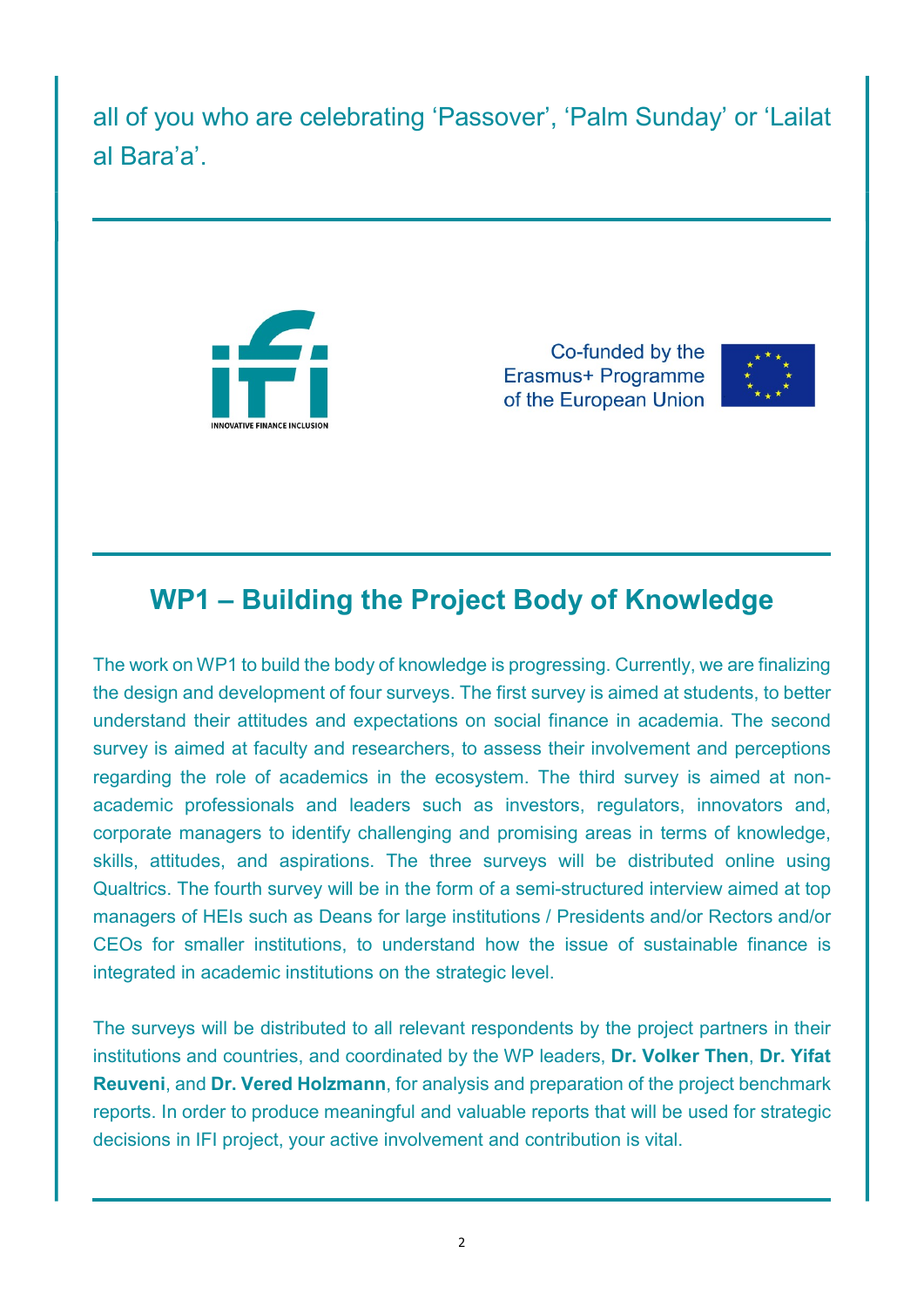all of you who are celebrating ‘Passover’, ‘Palm Sunday’ or ‘Lailat al Bara’a’.

INNOVATIVE FINANCE INCLUSION

Co-funded by the Erasmus+ Programme of the European Union

## WP1 – Building the Project Body of Knowledge

The work on WP1 to build the body of knowledge is progressing. Currently, we are finalizing the design and development of four surveys. The first survey is aimed at students, to better understand their attitudes and expectations on social finance in academia. The second survey is aimed at faculty and researchers, to assess their involvement and perceptions regarding the role of academics in the ecosystem. The third survey is aimed at non-academic professionals and leaders such as investors, regulators, innovators and, corporate managers to identify challenging and promising areas in terms of knowledge, skills, attitudes, and aspirations. The three surveys will be distributed online using Qualtrics. The fourth survey will be in the form of a semi-structured interview aimed at top managers of HEIs such as Deans for large institutions / Presidents and/or Rectors and/or CEOs for smaller institutions, to understand how the issue of sustainable finance is integrated in academic institutions on the strategic level.

The surveys will be distributed to all relevant respondents by the project partners in their institutions and countries, and coordinated by the WP leaders, **Dr. Volker Then**, **Dr. Yifat Reuveni**, and **Dr. Vered Holzmann**, for analysis and preparation of the project benchmark reports. In order to produce meaningful and valuable reports that will be used for strategic decisions in IFI project, your active involvement and contribution is vital.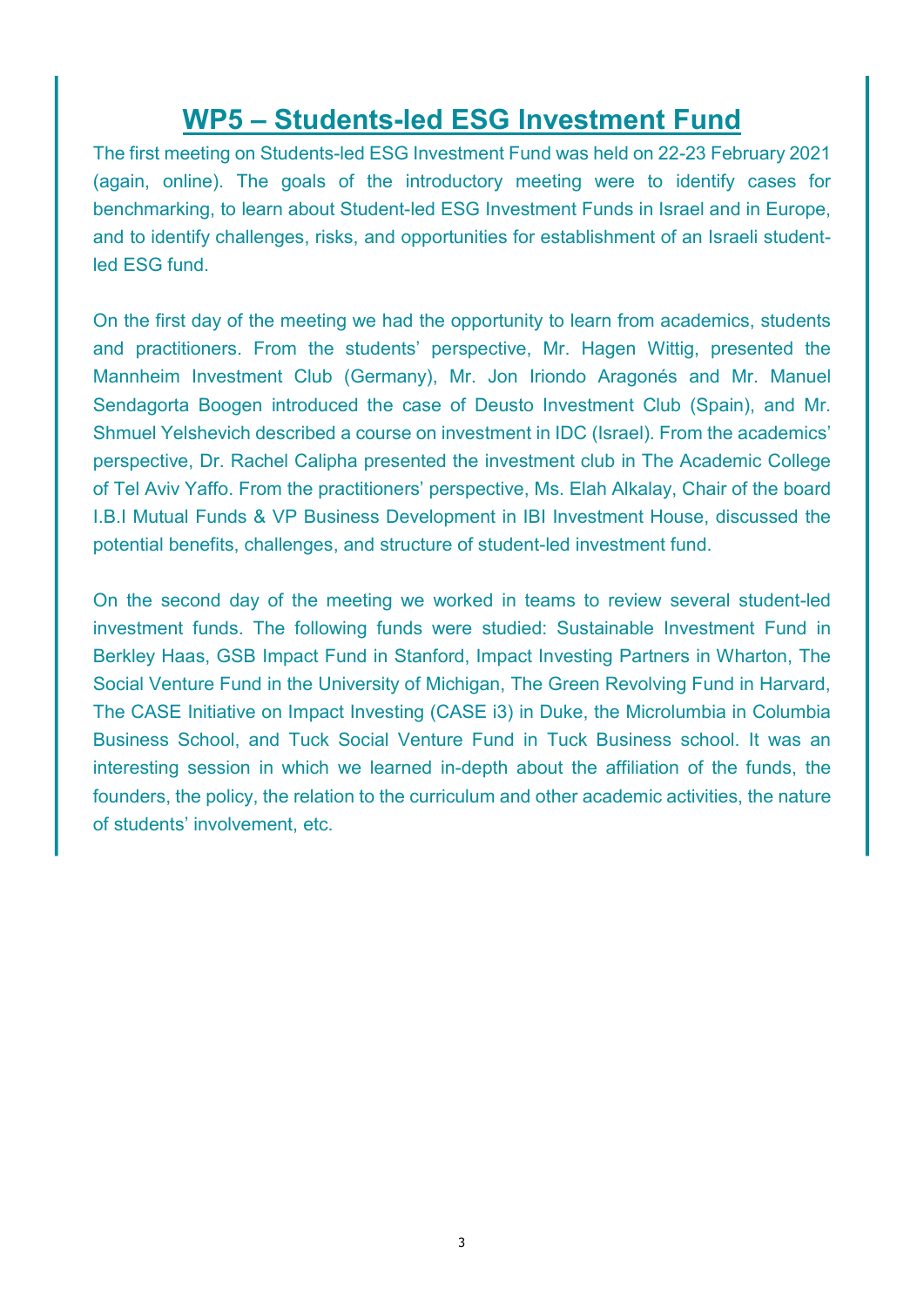# WP5 – Students-led ESG Investment Fund

The first meeting on Students-led ESG Investment Fund was held on 22-23 February 2021 (again, online). The goals of the introductory meeting were to identify cases for benchmarking, to learn about Student-led ESG Investment Funds in Israel and in Europe, and to identify challenges, risks, and opportunities for establishment of an Israeli student-led ESG fund.

On the first day of the meeting we had the opportunity to learn from academics, students and practitioners. From the students' perspective, Mr. Hagen Wittig, presented the Mannheim Investment Club (Germany), Mr. Jon Iriondo Aragonés and Mr. Manuel Sendagorta Boogen introduced the case of Deusto Investment Club (Spain), and Mr. Shmuel Yelshevich described a course on investment in IDC (Israel). From the academics' perspective, Dr. Rachel Calipha presented the investment club in The Academic College of Tel Aviv Yaffo. From the practitioners' perspective, Ms. Elah Alkalay, Chair of the board I.B.I Mutual Funds & VP Business Development in IBI Investment House, discussed the potential benefits, challenges, and structure of student-led investment fund.

On the second day of the meeting we worked in teams to review several student-led investment funds. The following funds were studied: Sustainable Investment Fund in Berkley Haas, GSB Impact Fund in Stanford, Impact Investing Partners in Wharton, The Social Venture Fund in the University of Michigan, The Green Revolving Fund in Harvard, The CASE Initiative on Impact Investing (CASE i3) in Duke, the Microlumbia in Columbia Business School, and Tuck Social Venture Fund in Tuck Business school. It was an interesting session in which we learned in-depth about the affiliation of the funds, the founders, the policy, the relation to the curriculum and other academic activities, the nature of students' involvement, etc.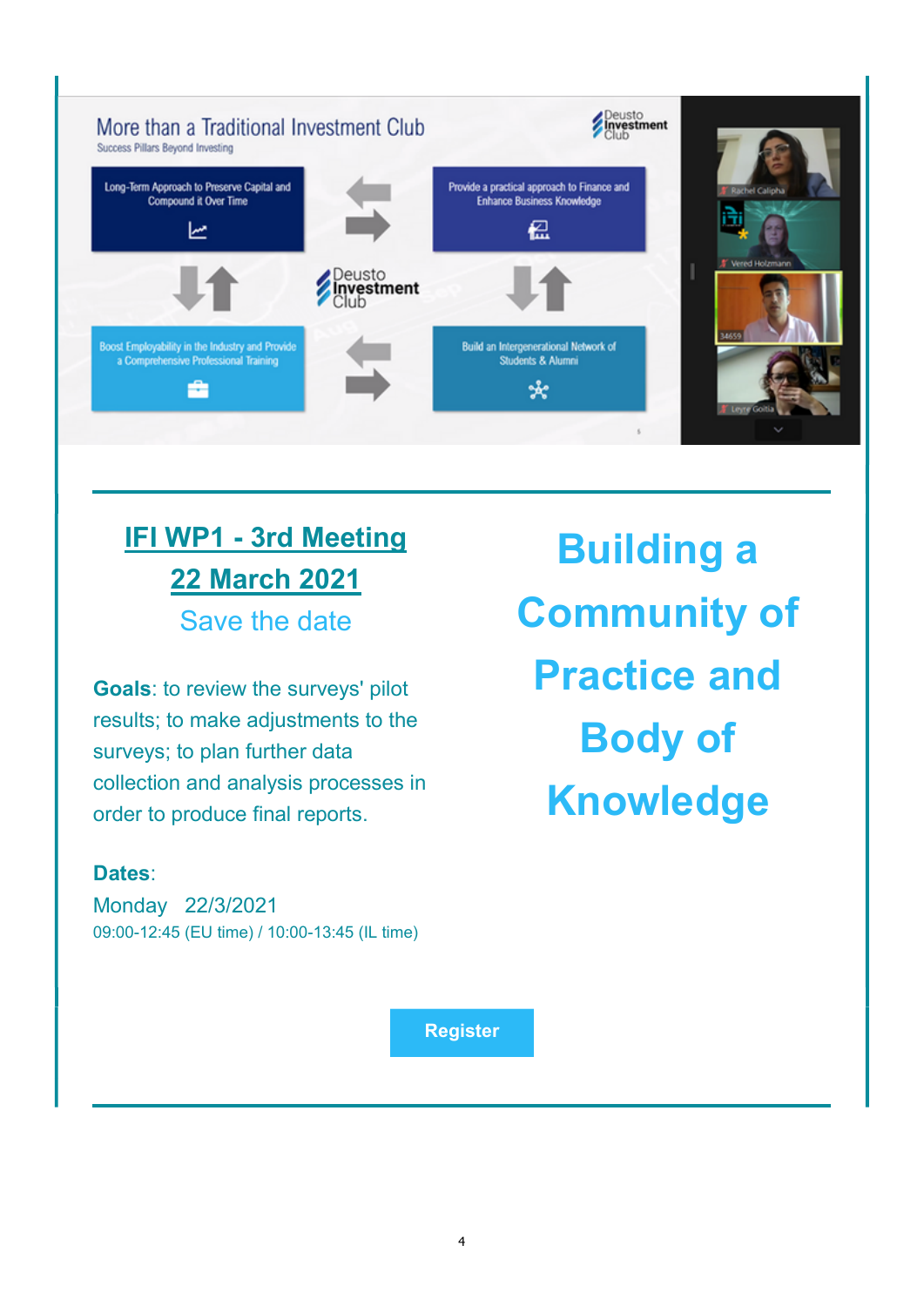## IFI WP1 - 3rd Meeting

## 22 March 2021

Save the date

# Building a Community of Practice and Body of Knowledge

**Goals**: to review the surveys' pilot results; to make adjustments to the surveys; to plan further data collection and analysis processes in order to produce final reports.

**Dates**:

Monday 22/3/2021

09:00-12:45 (EU time) / 10:00-13:45 (IL time)

Register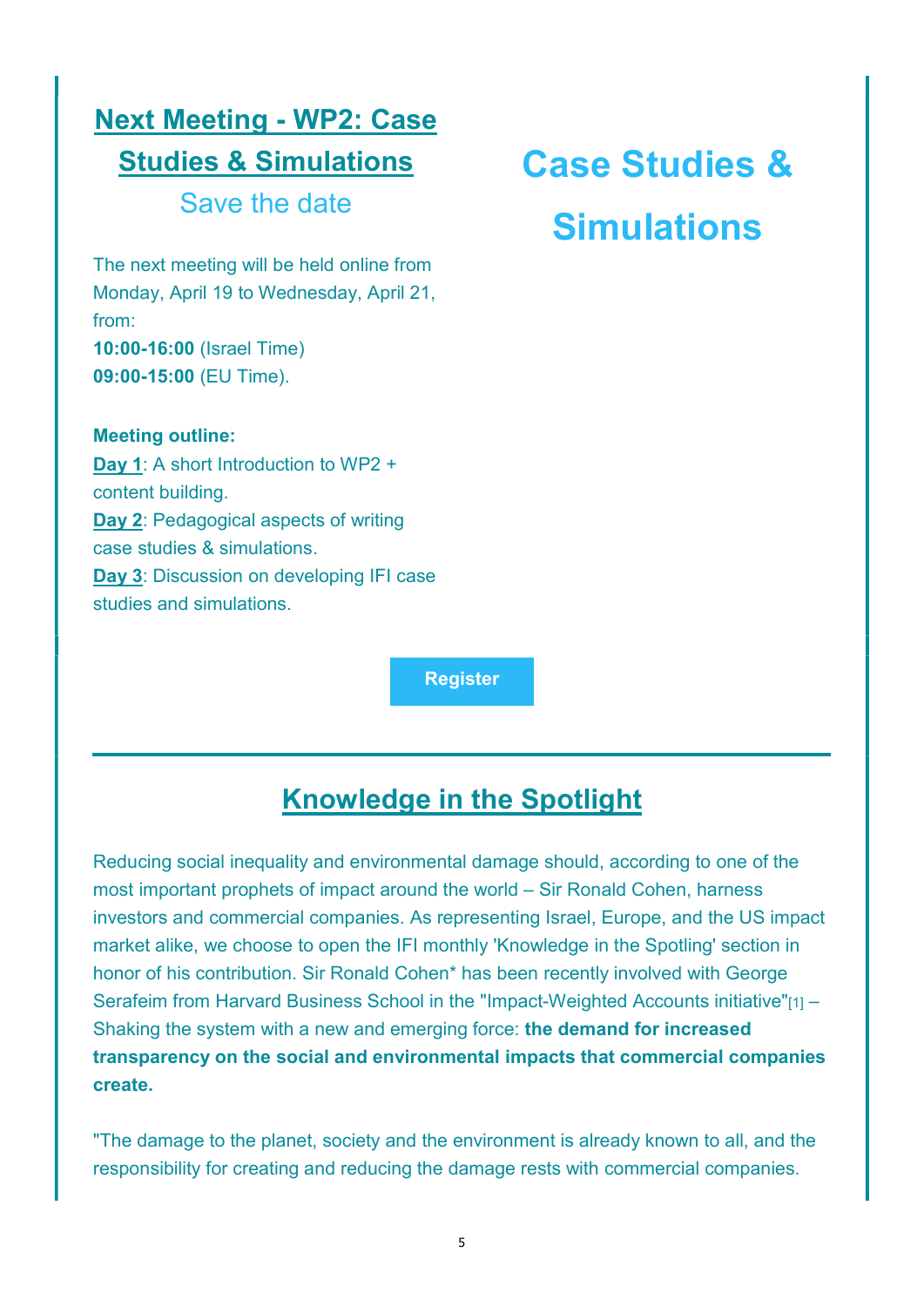## Next Meeting - WP2: Case Studies & Simulations

Save the date

The next meeting will be held online from Monday, April 19 to Wednesday, April 21, from:
**10:00-16:00** (Israel Time)
**09:00-15:00** (EU Time).

**Meeting outline:**
**Day 1**: A short Introduction to WP2 + content building.
**Day 2**: Pedagogical aspects of writing case studies & simulations.
**Day 3**: Discussion on developing IFI case studies and simulations.

# Case Studies & Simulations

**Register**

## Knowledge in the Spotlight

Reducing social inequality and environmental damage should, according to one of the most important prophets of impact around the world – Sir Ronald Cohen, harness investors and commercial companies. As representing Israel, Europe, and the US impact market alike, we choose to open the IFI monthly 'Knowledge in the Spotling' section in honor of his contribution. Sir Ronald Cohen* has been recently involved with George Serafeim from Harvard Business School in the "Impact-Weighted Accounts initiative"[1] – Shaking the system with a new and emerging force: **the demand for increased transparency on the social and environmental impacts that commercial companies create.**

"The damage to the planet, society and the environment is already known to all, and the responsibility for creating and reducing the damage rests with commercial companies.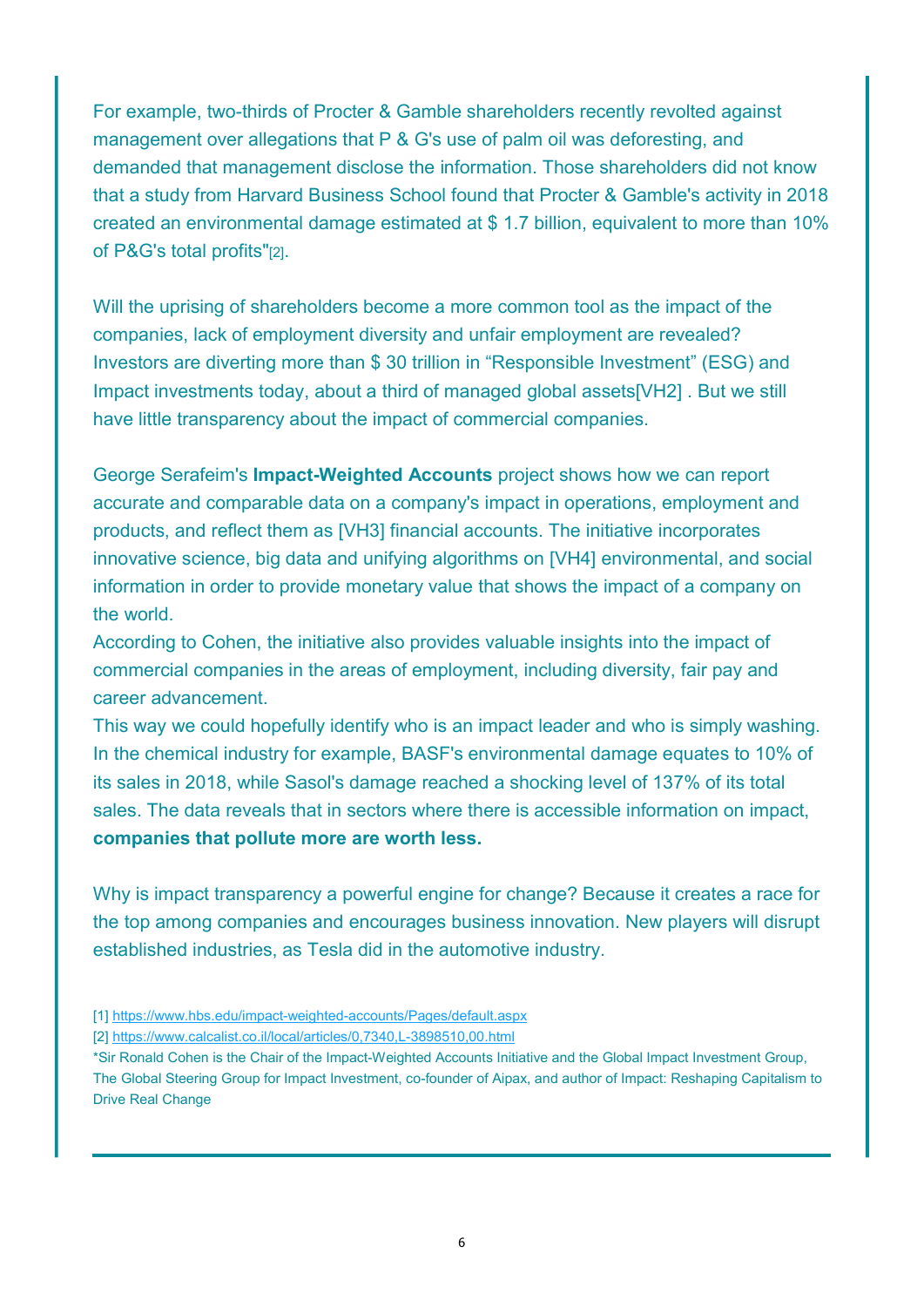For example, two-thirds of Procter & Gamble shareholders recently revolted against management over allegations that P & G's use of palm oil was deforesting, and demanded that management disclose the information. Those shareholders did not know that a study from Harvard Business School found that Procter & Gamble's activity in 2018 created an environmental damage estimated at $ 1.7 billion, equivalent to more than 10% of P&G's total profits"[2].

Will the uprising of shareholders become a more common tool as the impact of the companies, lack of employment diversity and unfair employment are revealed? Investors are diverting more than $ 30 trillion in "Responsible Investment" (ESG) and Impact investments today, about a third of managed global assets[VH2] . But we still have little transparency about the impact of commercial companies.

George Serafeim's **Impact-Weighted Accounts** project shows how we can report accurate and comparable data on a company's impact in operations, employment and products, and reflect them as [VH3] financial accounts. The initiative incorporates innovative science, big data and unifying algorithms on [VH4] environmental, and social information in order to provide monetary value that shows the impact of a company on the world.
According to Cohen, the initiative also provides valuable insights into the impact of commercial companies in the areas of employment, including diversity, fair pay and career advancement.
This way we could hopefully identify who is an impact leader and who is simply washing. In the chemical industry for example, BASF's environmental damage equates to 10% of its sales in 2018, while Sasol's damage reached a shocking level of 137% of its total sales. The data reveals that in sectors where there is accessible information on impact, **companies that pollute more are worth less.**

Why is impact transparency a powerful engine for change? Because it creates a race for the top among companies and encourages business innovation. New players will disrupt established industries, as Tesla did in the automotive industry.

[1] https://www.hbs.edu/impact-weighted-accounts/Pages/default.aspx
[2] https://www.calcalist.co.il/local/articles/0,7340,L-3898510,00.html
*Sir Ronald Cohen is the Chair of the Impact-Weighted Accounts Initiative and the Global Impact Investment Group, The Global Steering Group for Impact Investment, co-founder of Aipax, and author of Impact: Reshaping Capitalism to Drive Real Change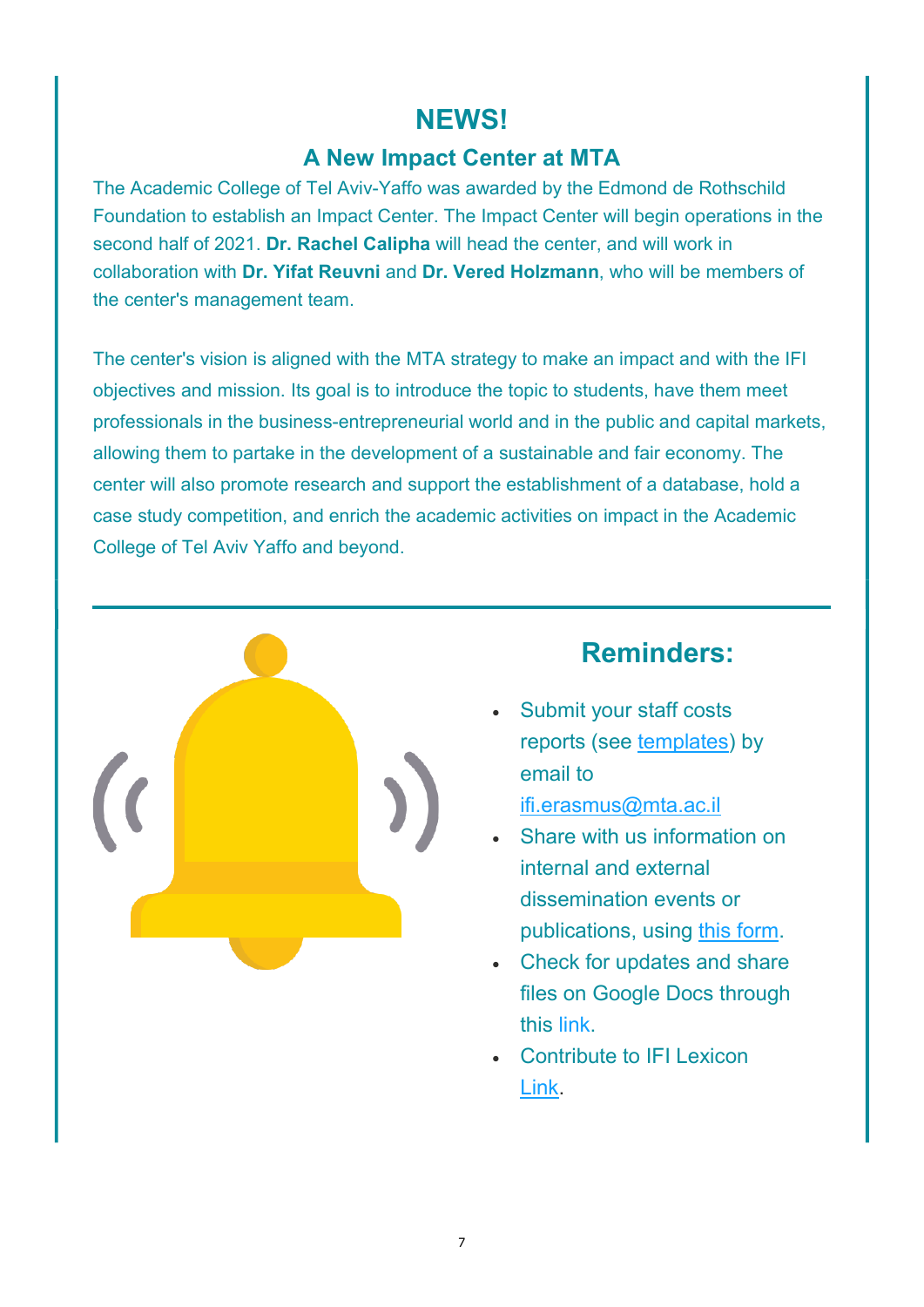# NEWS!

## A New Impact Center at MTA

The Academic College of Tel Aviv-Yaffo was awarded by the Edmond de Rothschild Foundation to establish an Impact Center. The Impact Center will begin operations in the second half of 2021. **Dr. Rachel Calipha** will head the center, and will work in collaboration with **Dr. Yifat Reuvni** and **Dr. Vered Holzmann**, who will be members of the center's management team.

The center's vision is aligned with the MTA strategy to make an impact and with the IFI objectives and mission. Its goal is to introduce the topic to students, have them meet professionals in the business-entrepreneurial world and in the public and capital markets, allowing them to partake in the development of a sustainable and fair economy. The center will also promote research and support the establishment of a database, hold a case study competition, and enrich the academic activities on impact in the Academic College of Tel Aviv Yaffo and beyond.

## Reminders:

- Submit your staff costs reports (see templates) by email to ifi.erasmus@mta.ac.il
- Share with us information on internal and external dissemination events or publications, using this form.
- Check for updates and share files on Google Docs through this link.
- Contribute to IFI Lexicon Link.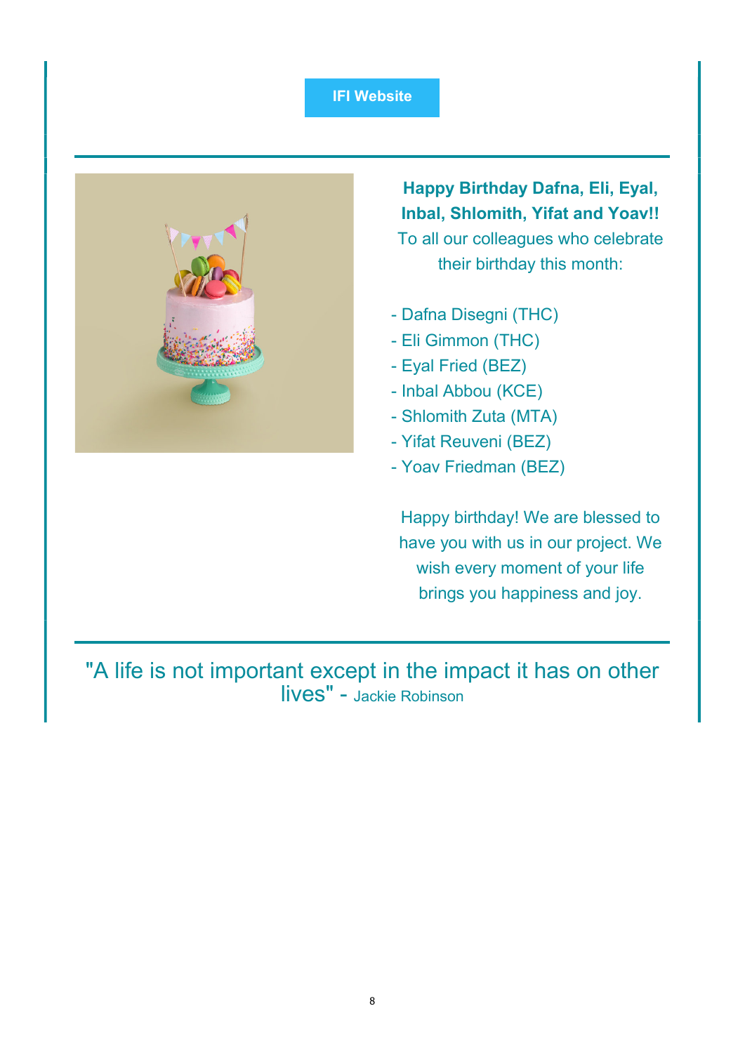IFI Website

**Happy Birthday Dafna, Eli, Eyal, Inbal, Shlomith, Yifat and Yoav!!**

To all our colleagues who celebrate their birthday this month:

- Dafna Disegni (THC)
- Eli Gimmon (THC)
- Eyal Fried (BEZ)
- Inbal Abbou (KCE)
- Shlomith Zuta (MTA)
- Yifat Reuveni (BEZ)
- Yoav Friedman (BEZ)

Happy birthday! We are blessed to have you with us in our project. We wish every moment of your life brings you happiness and joy.

"A life is not important except in the impact it has on other lives" - Jackie Robinson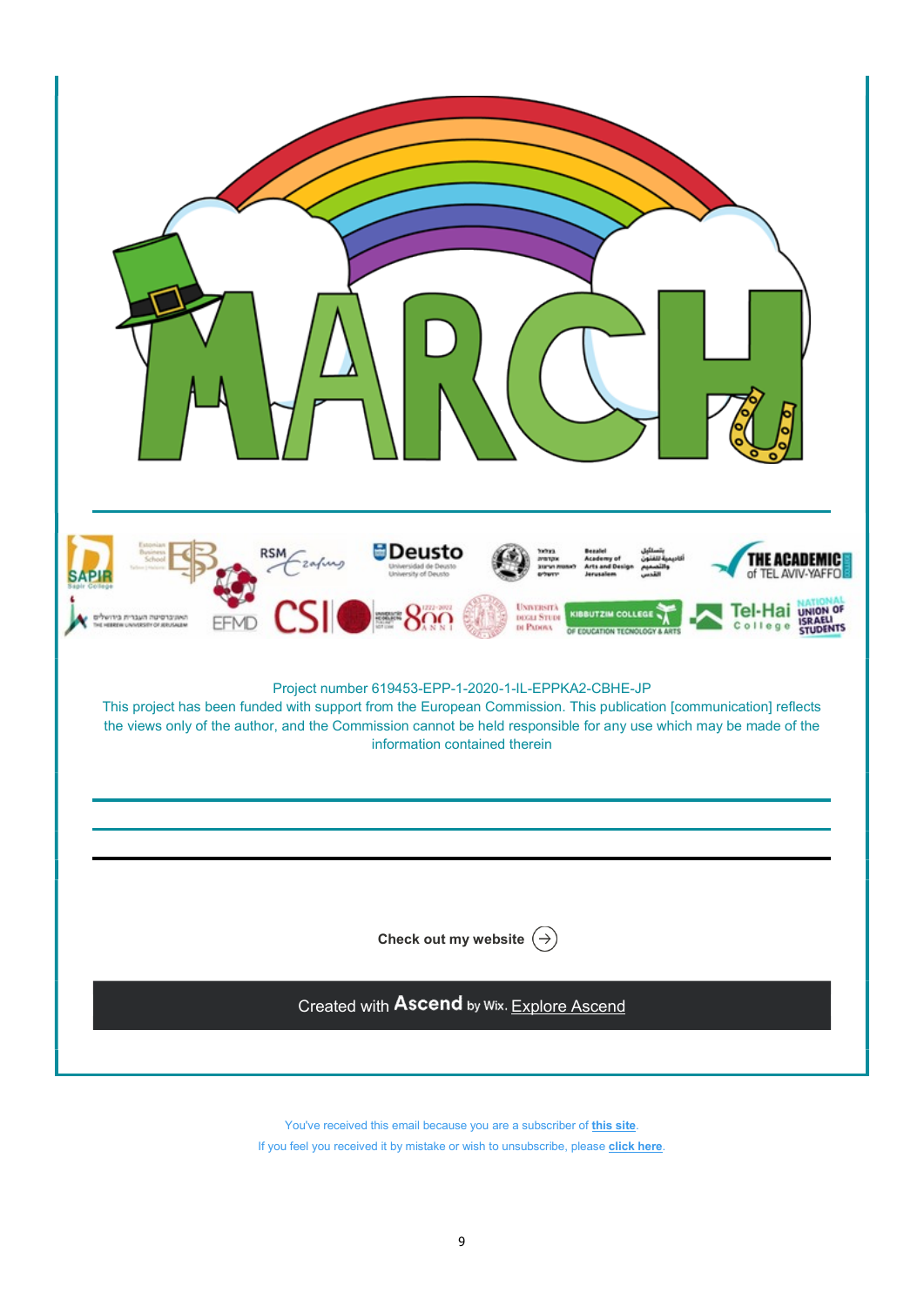Project number 619453-EPP-1-2020-1-IL-EPPKA2-CBHE-JP

This project has been funded with support from the European Commission. This publication [communication] reflects the views only of the author, and the Commission cannot be held responsible for any use which may be made of the information contained therein

**Check out my website**

Created with **Ascend** by Wix. Explore Ascend

You've received this email because you are a subscriber of **this site**.

If you feel you received it by mistake or wish to unsubscribe, please **click here**.